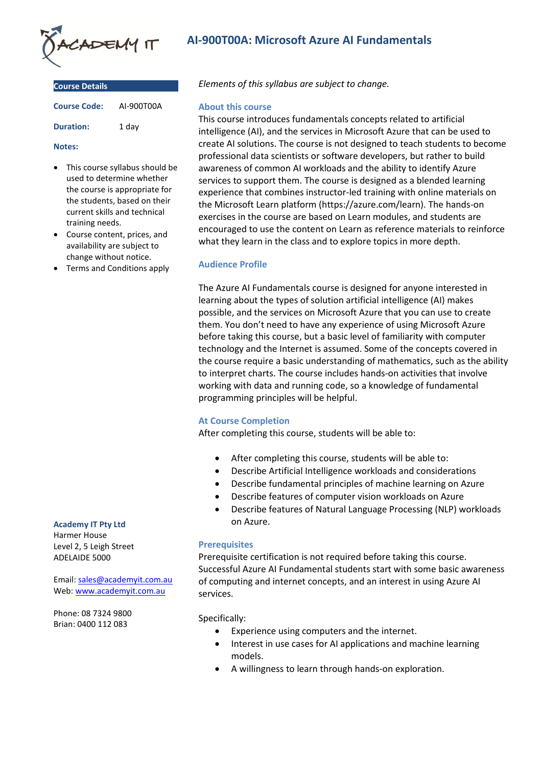# AI-900T00A: Microsoft Azure AI Fundamentals

## Course Details

**Course Code:** AI-900T00A

**Duration:** 1 day

**Notes:**

- This course syllabus should be used to determine whether the course is appropriate for the students, based on their current skills and technical training needs.
- Course content, prices, and availability are subject to change without notice.
- Terms and Conditions apply

**Academy IT Pty Ltd**
Harmer House
Level 2, 5 Leigh Street
ADELAIDE 5000

Email: sales@academyit.com.au
Web: www.academyit.com.au

Phone: 08 7324 9800
Brian: 0400 112 083

*Elements of this syllabus are subject to change.*

### About this course

This course introduces fundamentals concepts related to artificial intelligence (AI), and the services in Microsoft Azure that can be used to create AI solutions. The course is not designed to teach students to become professional data scientists or software developers, but rather to build awareness of common AI workloads and the ability to identify Azure services to support them. The course is designed as a blended learning experience that combines instructor-led training with online materials on the Microsoft Learn platform (https://azure.com/learn). The hands-on exercises in the course are based on Learn modules, and students are encouraged to use the content on Learn as reference materials to reinforce what they learn in the class and to explore topics in more depth.

### Audience Profile

The Azure AI Fundamentals course is designed for anyone interested in learning about the types of solution artificial intelligence (AI) makes possible, and the services on Microsoft Azure that you can use to create them. You don't need to have any experience of using Microsoft Azure before taking this course, but a basic level of familiarity with computer technology and the Internet is assumed. Some of the concepts covered in the course require a basic understanding of mathematics, such as the ability to interpret charts. The course includes hands-on activities that involve working with data and running code, so a knowledge of fundamental programming principles will be helpful.

### At Course Completion

After completing this course, students will be able to:

- After completing this course, students will be able to:
- Describe Artificial Intelligence workloads and considerations
- Describe fundamental principles of machine learning on Azure
- Describe features of computer vision workloads on Azure
- Describe features of Natural Language Processing (NLP) workloads on Azure.

### Prerequisites

Prerequisite certification is not required before taking this course. Successful Azure AI Fundamental students start with some basic awareness of computing and internet concepts, and an interest in using Azure AI services.

Specifically:

- Experience using computers and the internet.
- Interest in use cases for AI applications and machine learning models.
- A willingness to learn through hands-on exploration.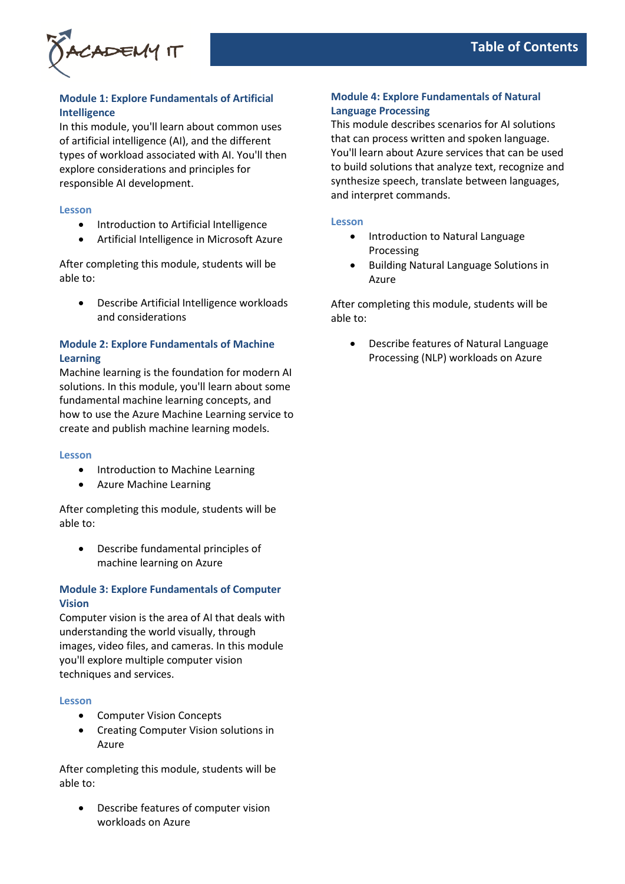# Table of Contents

### Module 1: Explore Fundamentals of Artificial Intelligence

In this module, you'll learn about common uses of artificial intelligence (AI), and the different types of workload associated with AI. You'll then explore considerations and principles for responsible AI development.

#### Lesson

- Introduction to Artificial Intelligence
- Artificial Intelligence in Microsoft Azure

After completing this module, students will be able to:

- Describe Artificial Intelligence workloads and considerations

### Module 2: Explore Fundamentals of Machine Learning

Machine learning is the foundation for modern AI solutions. In this module, you'll learn about some fundamental machine learning concepts, and how to use the Azure Machine Learning service to create and publish machine learning models.

#### Lesson

- Introduction to Machine Learning
- Azure Machine Learning

After completing this module, students will be able to:

- Describe fundamental principles of machine learning on Azure

### Module 3: Explore Fundamentals of Computer Vision

Computer vision is the area of AI that deals with understanding the world visually, through images, video files, and cameras. In this module you'll explore multiple computer vision techniques and services.

#### Lesson

- Computer Vision Concepts
- Creating Computer Vision solutions in Azure

After completing this module, students will be able to:

- Describe features of computer vision workloads on Azure

### Module 4: Explore Fundamentals of Natural Language Processing

This module describes scenarios for AI solutions that can process written and spoken language. You'll learn about Azure services that can be used to build solutions that analyze text, recognize and synthesize speech, translate between languages, and interpret commands.

#### Lesson

- Introduction to Natural Language Processing
- Building Natural Language Solutions in Azure

After completing this module, students will be able to:

- Describe features of Natural Language Processing (NLP) workloads on Azure